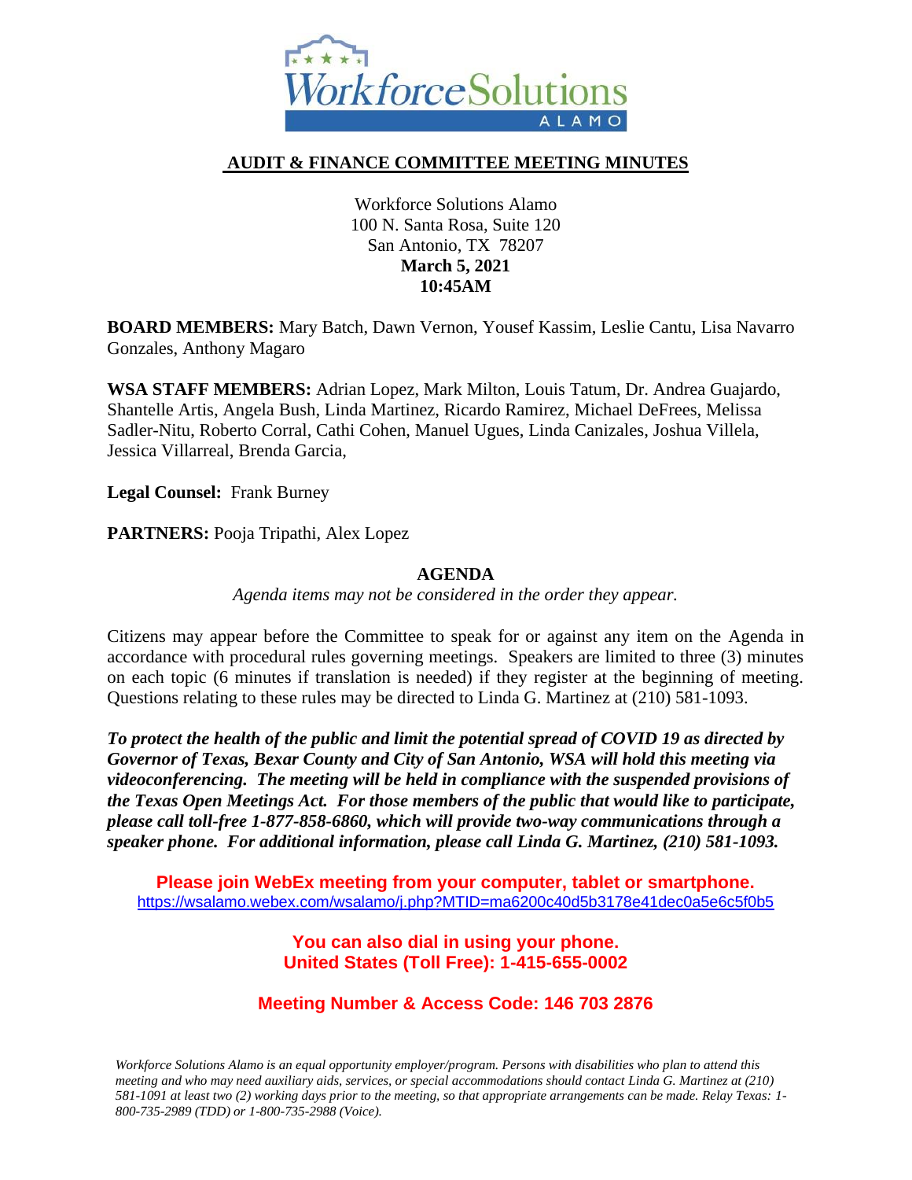# AUDIT & FINANCE COMMITTEE MEETING MINUTES

Workforce Solutions Alamo
100 N. Santa Rosa, Suite 120
San Antonio, TX 78207
**March 5, 2021**
**10:45AM**

**BOARD MEMBERS:** Mary Batch, Dawn Vernon, Yousef Kassim, Leslie Cantu, Lisa Navarro Gonzales, Anthony Magaro

**WSA STAFF MEMBERS:** Adrian Lopez, Mark Milton, Louis Tatum, Dr. Andrea Guajardo, Shantelle Artis, Angela Bush, Linda Martinez, Ricardo Ramirez, Michael DeFrees, Melissa Sadler-Nitu, Roberto Corral, Cathi Cohen, Manuel Ugues, Linda Canizales, Joshua Villela, Jessica Villarreal, Brenda Garcia,

**Legal Counsel:** Frank Burney

**PARTNERS:** Pooja Tripathi, Alex Lopez

## AGENDA

*Agenda items may not be considered in the order they appear.*

Citizens may appear before the Committee to speak for or against any item on the Agenda in accordance with procedural rules governing meetings. Speakers are limited to three (3) minutes on each topic (6 minutes if translation is needed) if they register at the beginning of meeting. Questions relating to these rules may be directed to Linda G. Martinez at (210) 581-1093.

***To protect the health of the public and limit the potential spread of COVID 19 as directed by Governor of Texas, Bexar County and City of San Antonio, WSA will hold this meeting via videoconferencing. The meeting will be held in compliance with the suspended provisions of the Texas Open Meetings Act. For those members of the public that would like to participate, please call toll-free 1-877-858-6860, which will provide two-way communications through a speaker phone. For additional information, please call Linda G. Martinez, (210) 581-1093.***

**Please join WebEx meeting from your computer, tablet or smartphone.**
https://wsalamo.webex.com/wsalamo/j.php?MTID=ma6200c40d5b3178e41dec0a5e6c5f0b5

**You can also dial in using your phone.**
**United States (Toll Free): 1-415-655-0002**

**Meeting Number & Access Code: 146 703 2876**

*Workforce Solutions Alamo is an equal opportunity employer/program. Persons with disabilities who plan to attend this meeting and who may need auxiliary aids, services, or special accommodations should contact Linda G. Martinez at (210) 581-1091 at least two (2) working days prior to the meeting, so that appropriate arrangements can be made. Relay Texas: 1-800-735-2989 (TDD) or 1-800-735-2988 (Voice).*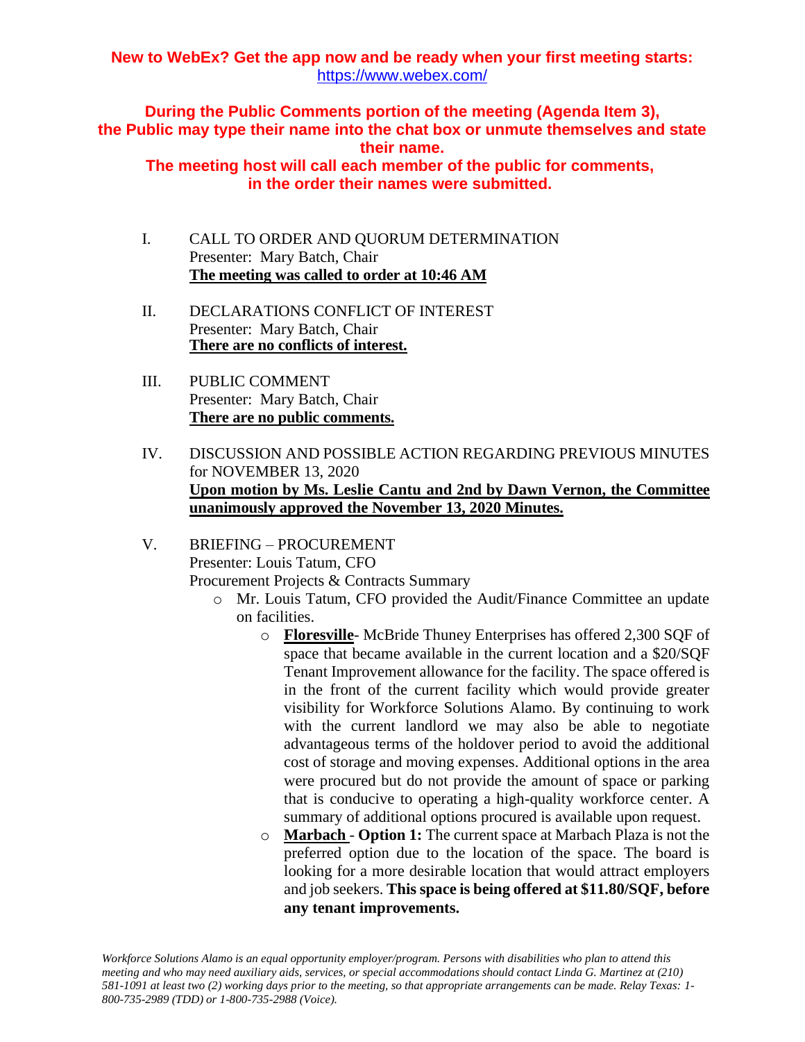**New to WebEx? Get the app now and be ready when your first meeting starts:** https://www.webex.com/

**During the Public Comments portion of the meeting (Agenda Item 3), the Public may type their name into the chat box or unmute themselves and state their name.**
**The meeting host will call each member of the public for comments, in the order their names were submitted.**

I. CALL TO ORDER AND QUORUM DETERMINATION
Presenter: Mary Batch, Chair
**The meeting was called to order at 10:46 AM**

II. DECLARATIONS CONFLICT OF INTEREST
Presenter: Mary Batch, Chair
**There are no conflicts of interest.**

III. PUBLIC COMMENT
Presenter: Mary Batch, Chair
**There are no public comments.**

IV. DISCUSSION AND POSSIBLE ACTION REGARDING PREVIOUS MINUTES for NOVEMBER 13, 2020
**Upon motion by Ms. Leslie Cantu and 2nd by Dawn Vernon, the Committee unanimously approved the November 13, 2020 Minutes.**

V. BRIEFING – PROCUREMENT
Presenter: Louis Tatum, CFO
Procurement Projects & Contracts Summary

- Mr. Louis Tatum, CFO provided the Audit/Finance Committee an update on facilities.
  - **Floresville**- McBride Thuney Enterprises has offered 2,300 SQF of space that became available in the current location and a $20/SQF Tenant Improvement allowance for the facility. The space offered is in the front of the current facility which would provide greater visibility for Workforce Solutions Alamo. By continuing to work with the current landlord we may also be able to negotiate advantageous terms of the holdover period to avoid the additional cost of storage and moving expenses. Additional options in the area were procured but do not provide the amount of space or parking that is conducive to operating a high-quality workforce center. A summary of additional options procured is available upon request.
  - **Marbach - Option 1:** The current space at Marbach Plaza is not the preferred option due to the location of the space. The board is looking for a more desirable location that would attract employers and job seekers. **This space is being offered at $11.80/SQF, before any tenant improvements.**

*Workforce Solutions Alamo is an equal opportunity employer/program. Persons with disabilities who plan to attend this meeting and who may need auxiliary aids, services, or special accommodations should contact Linda G. Martinez at (210) 581-1091 at least two (2) working days prior to the meeting, so that appropriate arrangements can be made. Relay Texas: 1-800-735-2989 (TDD) or 1-800-735-2988 (Voice).*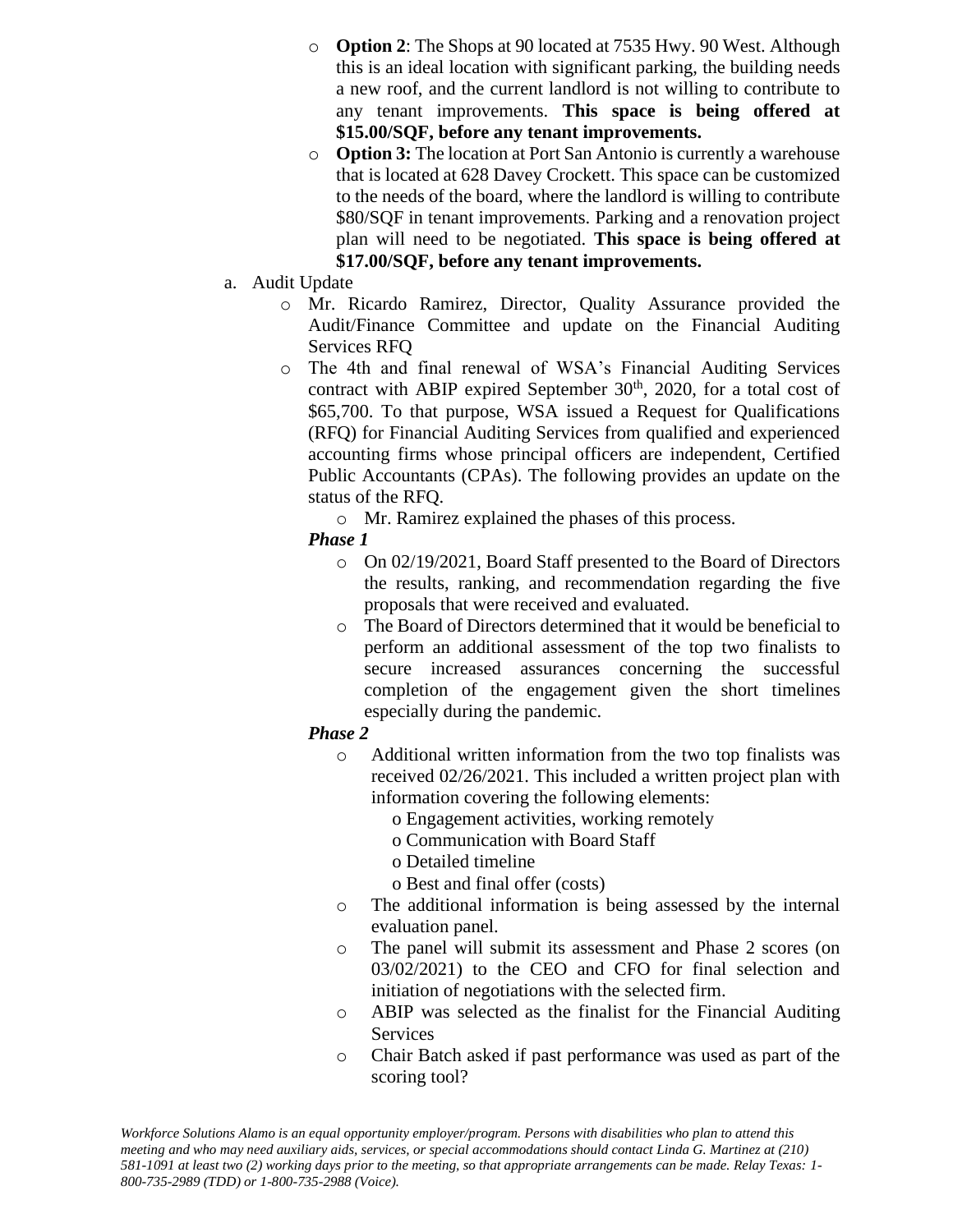- **Option 2**: The Shops at 90 located at 7535 Hwy. 90 West. Although this is an ideal location with significant parking, the building needs a new roof, and the current landlord is not willing to contribute to any tenant improvements. **This space is being offered at $15.00/SQF, before any tenant improvements.**
- **Option 3:** The location at Port San Antonio is currently a warehouse that is located at 628 Davey Crockett. This space can be customized to the needs of the board, where the landlord is willing to contribute $80/SQF in tenant improvements. Parking and a renovation project plan will need to be negotiated. **This space is being offered at $17.00/SQF, before any tenant improvements.**

a. Audit Update

- Mr. Ricardo Ramirez, Director, Quality Assurance provided the Audit/Finance Committee and update on the Financial Auditing Services RFQ
- The 4th and final renewal of WSA's Financial Auditing Services contract with ABIP expired September 30th, 2020, for a total cost of $65,700. To that purpose, WSA issued a Request for Qualifications (RFQ) for Financial Auditing Services from qualified and experienced accounting firms whose principal officers are independent, Certified Public Accountants (CPAs). The following provides an update on the status of the RFQ.
    - Mr. Ramirez explained the phases of this process.

***Phase 1***

- On 02/19/2021, Board Staff presented to the Board of Directors the results, ranking, and recommendation regarding the five proposals that were received and evaluated.
- The Board of Directors determined that it would be beneficial to perform an additional assessment of the top two finalists to secure increased assurances concerning the successful completion of the engagement given the short timelines especially during the pandemic.

***Phase 2***

- Additional written information from the two top finalists was received 02/26/2021. This included a written project plan with information covering the following elements:
    - Engagement activities, working remotely
    - Communication with Board Staff
    - Detailed timeline
    - Best and final offer (costs)
- The additional information is being assessed by the internal evaluation panel.
- The panel will submit its assessment and Phase 2 scores (on 03/02/2021) to the CEO and CFO for final selection and initiation of negotiations with the selected firm.
- ABIP was selected as the finalist for the Financial Auditing Services
- Chair Batch asked if past performance was used as part of the scoring tool?

*Workforce Solutions Alamo is an equal opportunity employer/program. Persons with disabilities who plan to attend this meeting and who may need auxiliary aids, services, or special accommodations should contact Linda G. Martinez at (210) 581-1091 at least two (2) working days prior to the meeting, so that appropriate arrangements can be made. Relay Texas: 1-800-735-2989 (TDD) or 1-800-735-2988 (Voice).*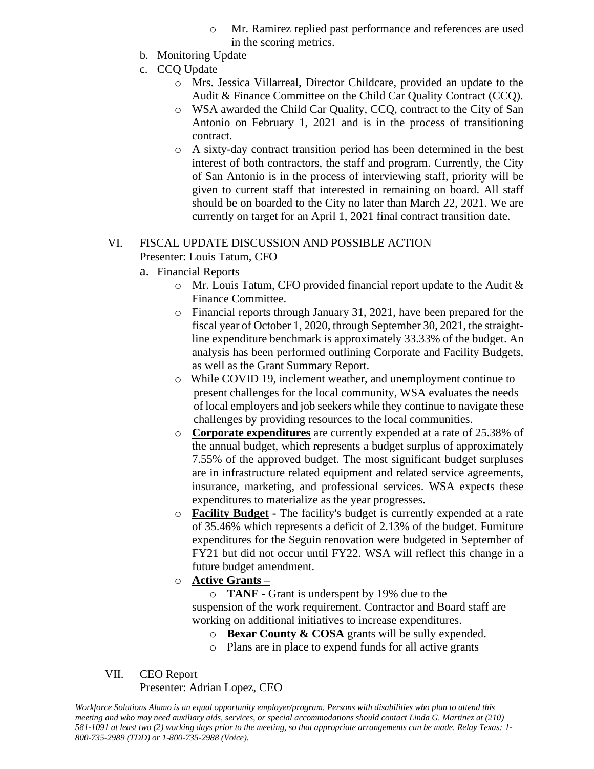- Mr. Ramirez replied past performance and references are used in the scoring metrics.

b. Monitoring Update

c. CCQ Update

- Mrs. Jessica Villarreal, Director Childcare, provided an update to the Audit & Finance Committee on the Child Car Quality Contract (CCQ).
- WSA awarded the Child Car Quality, CCQ, contract to the City of San Antonio on February 1, 2021 and is in the process of transitioning contract.
- A sixty-day contract transition period has been determined in the best interest of both contractors, the staff and program. Currently, the City of San Antonio is in the process of interviewing staff, priority will be given to current staff that interested in remaining on board. All staff should be on boarded to the City no later than March 22, 2021. We are currently on target for an April 1, 2021 final contract transition date.

VI. FISCAL UPDATE DISCUSSION AND POSSIBLE ACTION
Presenter: Louis Tatum, CFO

a. Financial Reports

- Mr. Louis Tatum, CFO provided financial report update to the Audit & Finance Committee.
- Financial reports through January 31, 2021, have been prepared for the fiscal year of October 1, 2020, through September 30, 2021, the straight-line expenditure benchmark is approximately 33.33% of the budget. An analysis has been performed outlining Corporate and Facility Budgets, as well as the Grant Summary Report.
- While COVID 19, inclement weather, and unemployment continue to present challenges for the local community, WSA evaluates the needs of local employers and job seekers while they continue to navigate these challenges by providing resources to the local communities.
- **Corporate expenditures** are currently expended at a rate of 25.38% of the annual budget, which represents a budget surplus of approximately 7.55% of the approved budget. The most significant budget surpluses are in infrastructure related equipment and related service agreements, insurance, marketing, and professional services. WSA expects these expenditures to materialize as the year progresses.
- **Facility Budget** - The facility's budget is currently expended at a rate of 35.46% which represents a deficit of 2.13% of the budget. Furniture expenditures for the Seguin renovation were budgeted in September of FY21 but did not occur until FY22. WSA will reflect this change in a future budget amendment.
- **Active Grants –**
  - **TANF -** Grant is underspent by 19% due to the suspension of the work requirement. Contractor and Board staff are working on additional initiatives to increase expenditures.
  - **Bexar County & COSA** grants will be sully expended.
  - Plans are in place to expend funds for all active grants

VII. CEO Report
Presenter: Adrian Lopez, CEO

*Workforce Solutions Alamo is an equal opportunity employer/program. Persons with disabilities who plan to attend this meeting and who may need auxiliary aids, services, or special accommodations should contact Linda G. Martinez at (210) 581-1091 at least two (2) working days prior to the meeting, so that appropriate arrangements can be made. Relay Texas: 1-800-735-2989 (TDD) or 1-800-735-2988 (Voice).*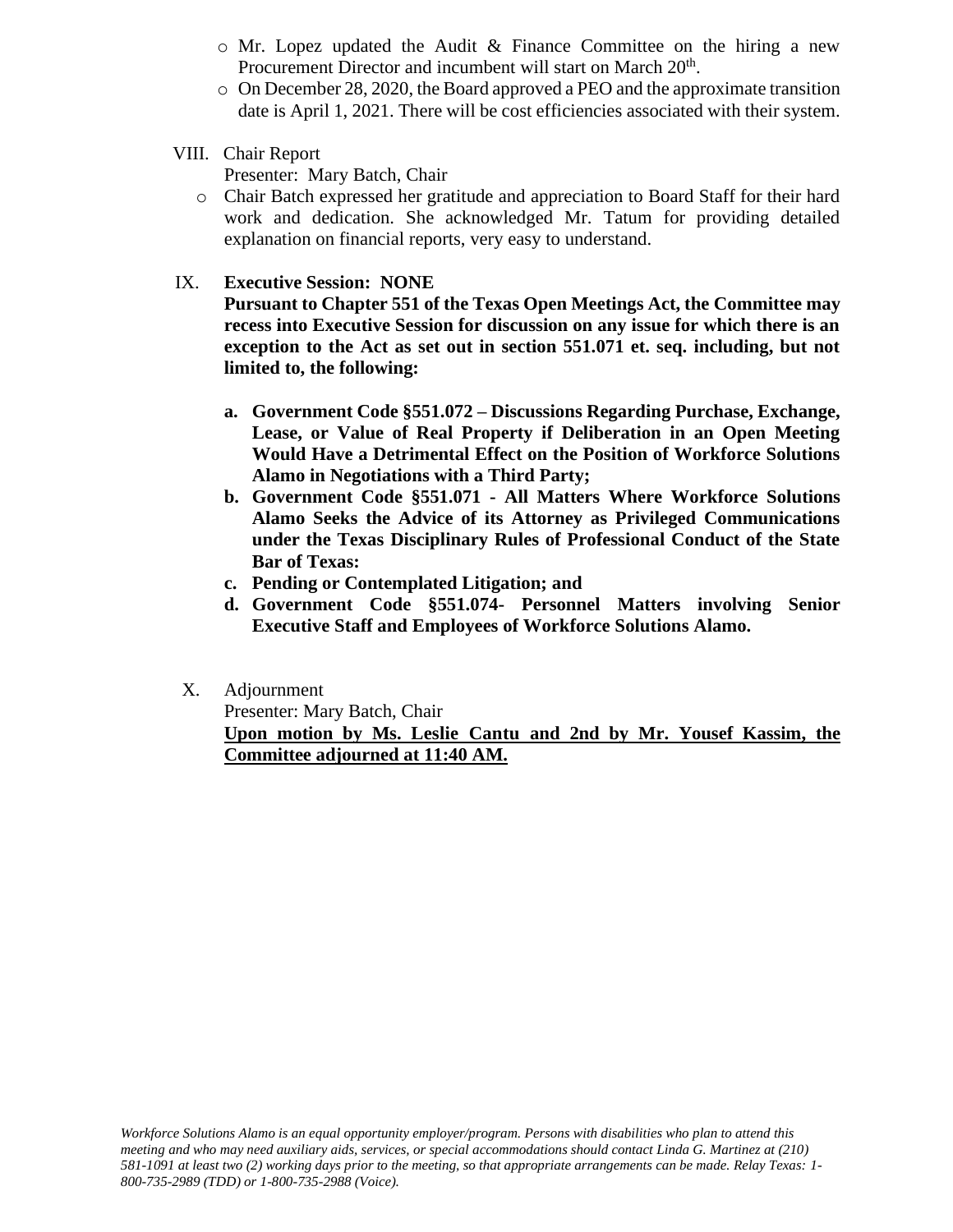- Mr. Lopez updated the Audit & Finance Committee on the hiring a new Procurement Director and incumbent will start on March 20th.
- On December 28, 2020, the Board approved a PEO and the approximate transition date is April 1, 2021. There will be cost efficiencies associated with their system.

VIII. Chair Report

Presenter: Mary Batch, Chair

- Chair Batch expressed her gratitude and appreciation to Board Staff for their hard work and dedication. She acknowledged Mr. Tatum for providing detailed explanation on financial reports, very easy to understand.

IX. **Executive Session: NONE**

**Pursuant to Chapter 551 of the Texas Open Meetings Act, the Committee may recess into Executive Session for discussion on any issue for which there is an exception to the Act as set out in section 551.071 et. seq. including, but not limited to, the following:**

**a. Government Code §551.072 – Discussions Regarding Purchase, Exchange, Lease, or Value of Real Property if Deliberation in an Open Meeting Would Have a Detrimental Effect on the Position of Workforce Solutions Alamo in Negotiations with a Third Party;**

**b. Government Code §551.071 - All Matters Where Workforce Solutions Alamo Seeks the Advice of its Attorney as Privileged Communications under the Texas Disciplinary Rules of Professional Conduct of the State Bar of Texas:**

**c. Pending or Contemplated Litigation; and**

**d. Government Code §551.074- Personnel Matters involving Senior Executive Staff and Employees of Workforce Solutions Alamo.**

X. Adjournment

Presenter: Mary Batch, Chair

**Upon motion by Ms. Leslie Cantu and 2nd by Mr. Yousef Kassim, the Committee adjourned at 11:40 AM.**

*Workforce Solutions Alamo is an equal opportunity employer/program. Persons with disabilities who plan to attend this meeting and who may need auxiliary aids, services, or special accommodations should contact Linda G. Martinez at (210) 581-1091 at least two (2) working days prior to the meeting, so that appropriate arrangements can be made. Relay Texas: 1-800-735-2989 (TDD) or 1-800-735-2988 (Voice).*